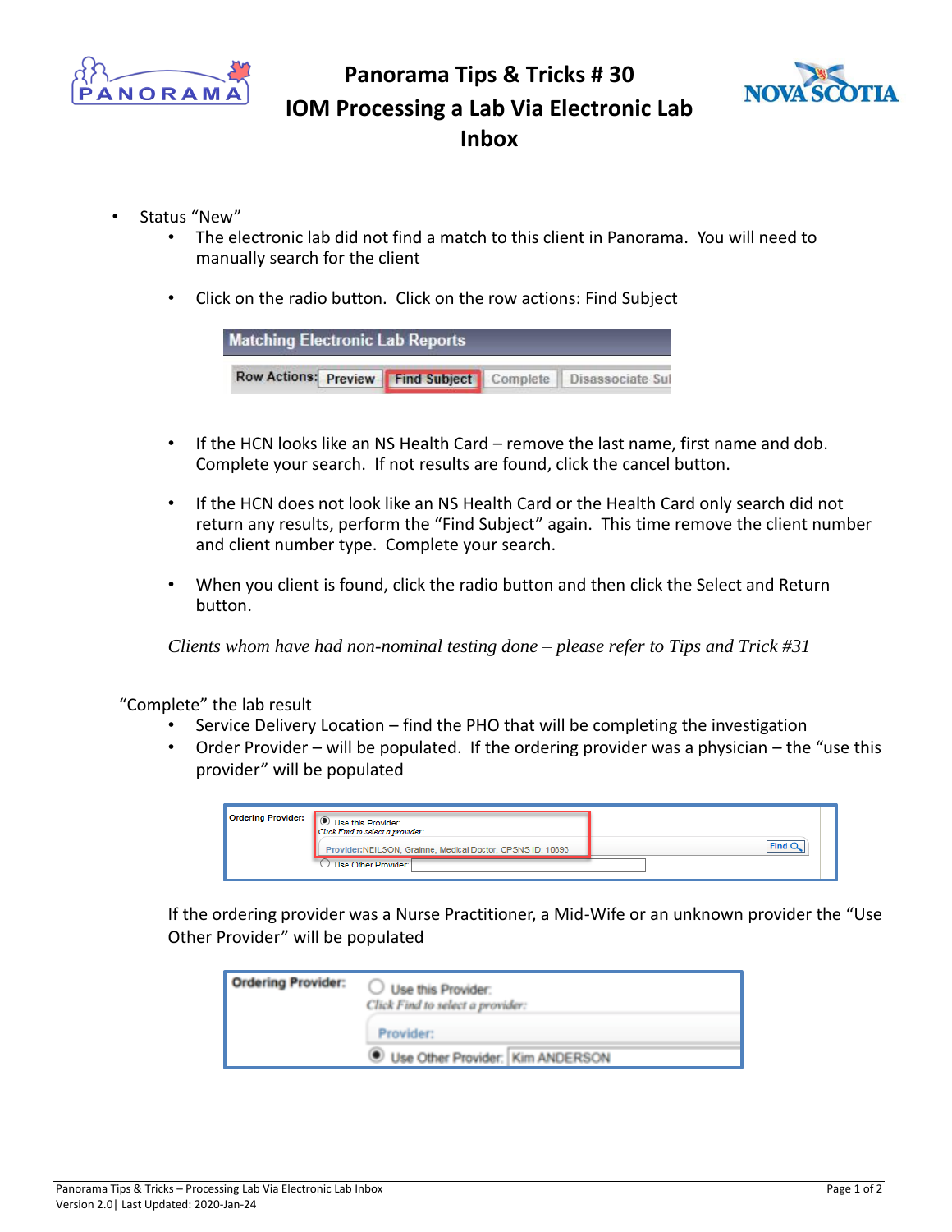# Panorama Tips & Tricks # 30
# IOM Processing a Lab Via Electronic Lab Inbox

- Status "New"
  - The electronic lab did not find a match to this client in Panorama. You will need to manually search for the client
  - Click on the radio button. Click on the row actions: Find Subject
  - If the HCN looks like an NS Health Card – remove the last name, first name and dob. Complete your search. If not results are found, click the cancel button.
  - If the HCN does not look like an NS Health Card or the Health Card only search did not return any results, perform the "Find Subject" again. This time remove the client number and client number type. Complete your search.
  - When you client is found, click the radio button and then click the Select and Return button.

*Clients whom have had non-nominal testing done – please refer to Tips and Trick #31*

"Complete" the lab result

- Service Delivery Location – find the PHO that will be completing the investigation
- Order Provider – will be populated. If the ordering provider was a physician – the "use this provider" will be populated

If the ordering provider was a Nurse Practitioner, a Mid-Wife or an unknown provider the "Use Other Provider" will be populated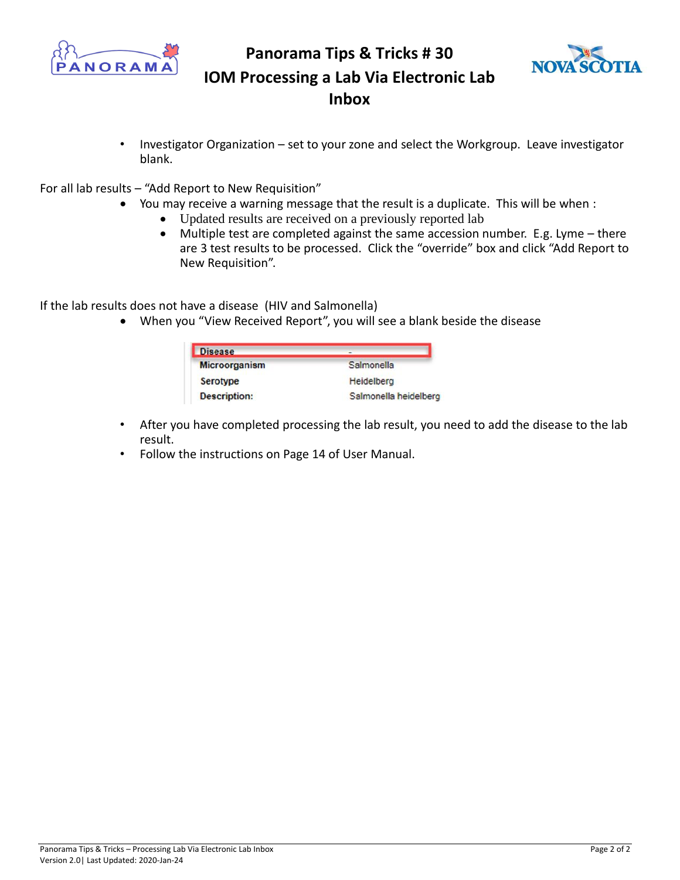- Investigator Organization – set to your zone and select the Workgroup.  Leave investigator blank.

For all lab results – "Add Report to New Requisition"

- You may receive a warning message that the result is a duplicate.  This will be when :
  - Updated results are received on a previously reported lab
  - Multiple test are completed against the same accession number.  E.g. Lyme – there are 3 test results to be processed.  Click the "override" box and click "Add Report to New Requisition".

If the lab results does not have a disease  (HIV and Salmonella)

- When you "View Received Report", you will see a blank beside the disease

| | |
|---|---|
| **Disease** | - |
| **Microorganism** | Salmonella |
| **Serotype** | Heidelberg |
| **Description:** | Salmonella heidelberg |

- After you have completed processing the lab result, you need to add the disease to the lab result.
- Follow the instructions on Page 14 of User Manual.